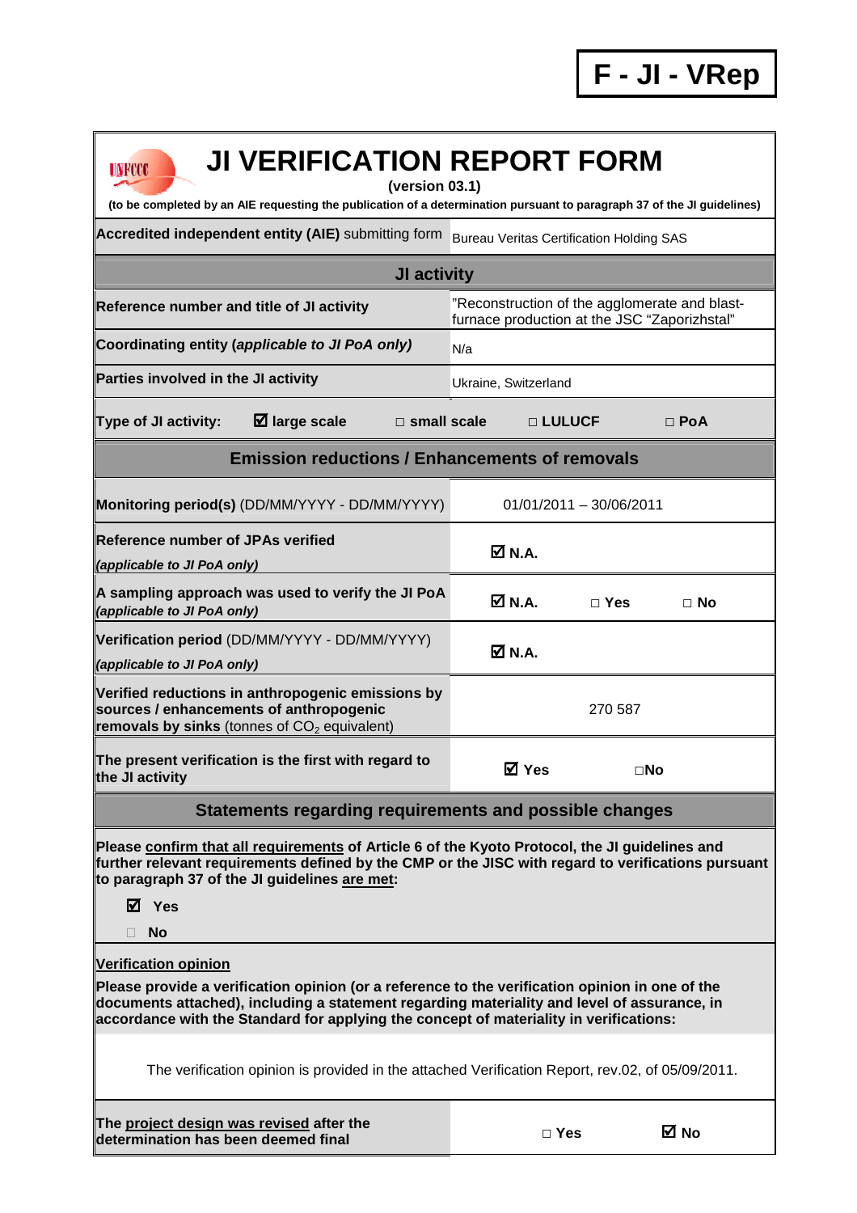**F - JI - VRep**

# JI VERIFICATION REPORT FORM

**(version 03.1)**

**(to be completed by an AIE requesting the publication of a determination pursuant to paragraph 37 of the JI guidelines)**

| | |
|---|---|
| **Accredited independent entity (AIE)** submitting form | Bureau Veritas Certification Holding SAS |
| **JI activity** | |
| **Reference number and title of JI activity** | "Reconstruction of the agglomerate and blast-furnace production at the JSC "Zaporizhstal" |
| **Coordinating entity (*applicable to JI PoA only*)** | N/a |
| **Parties involved in the JI activity** | Ukraine, Switzerland |
| **Type of JI activity:** ☑ **large scale** □ **small scale** □ **LULUCF** □ **PoA** | |
| **Emission reductions / Enhancements of removals** | |
| **Monitoring period(s)** (DD/MM/YYYY - DD/MM/YYYY) | 01/01/2011 – 30/06/2011 |
| **Reference number of JPAs verified** *(applicable to JI PoA only)* | ☑ **N.A.** |
| **A sampling approach was used to verify the JI PoA** *(applicable to JI PoA only)* | ☑ **N.A.** □ **Yes** □ **No** |
| **Verification period** (DD/MM/YYYY - DD/MM/YYYY) *(applicable to JI PoA only)* | ☑ **N.A.** |
| **Verified reductions in anthropogenic emissions by sources / enhancements of anthropogenic removals by sinks** (tonnes of $CO_2$ equivalent) | 270 587 |
| **The present verification is the first with regard to the JI activity** | ☑ **Yes** □**No** |

## Statements regarding requirements and possible changes

**Please confirm that all requirements of Article 6 of the Kyoto Protocol, the JI guidelines and further relevant requirements defined by the CMP or the JISC with regard to verifications pursuant to paragraph 37 of the JI guidelines are met:**

☑ **Yes**

□ **No**

**Verification opinion**

**Please provide a verification opinion (or a reference to the verification opinion in one of the documents attached), including a statement regarding materiality and level of assurance, in accordance with the Standard for applying the concept of materiality in verifications:**

The verification opinion is provided in the attached Verification Report, rev.02, of 05/09/2011.

| | |
|---|---|
| **The project design was revised after the determination has been deemed final** | □ **Yes** ☑ **No** |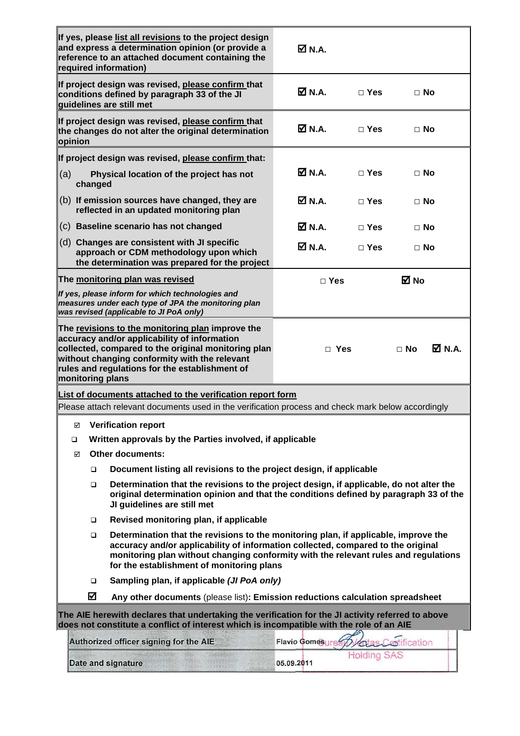| | | | |
|---|---|---|---|
| If yes, please list all revisions to the project design and express a determination opinion (or provide a reference to an attached document containing the required information) | ☑ N.A. | | |
| If project design was revised, please confirm that conditions defined by paragraph 33 of the JI guidelines are still met | ☑ N.A. | □ Yes | □ No |
| If project design was revised, please confirm that the changes do not alter the original determination opinion | ☑ N.A. | □ Yes | □ No |
| If project design was revised, please confirm that: | | | |
| (a) Physical location of the project has not changed | ☑ N.A. | □ Yes | □ No |
| (b) If emission sources have changed, they are reflected in an updated monitoring plan | ☑ N.A. | □ Yes | □ No |
| (c) Baseline scenario has not changed | ☑ N.A. | □ Yes | □ No |
| (d) Changes are consistent with JI specific approach or CDM methodology upon which the determination was prepared for the project | ☑ N.A. | □ Yes | □ No |
| The monitoring plan was revised<br>*If yes, please inform for which technologies and measures under each type of JPA the monitoring plan was revised (applicable to JI PoA only)* | □ Yes | ☑ No | |
| The revisions to the monitoring plan improve the accuracy and/or applicability of information collected, compared to the original monitoring plan without changing conformity with the relevant rules and regulations for the establishment of monitoring plans | □ Yes | □ No | ☑ N.A. |

**List of documents attached to the verification report form**

Please attach relevant documents used in the verification process and check mark below accordingly

- ☑ **Verification report**
- ❑ **Written approvals by the Parties involved, if applicable**
- ☑ **Other documents:**
  - ❑ **Document listing all revisions to the project design, if applicable**
  - ❑ **Determination that the revisions to the project design, if applicable, do not alter the original determination opinion and that the conditions defined by paragraph 33 of the JI guidelines are still met**
  - ❑ **Revised monitoring plan, if applicable**
  - ❑ **Determination that the revisions to the monitoring plan, if applicable, improve the accuracy and/or applicability of information collected, compared to the original monitoring plan without changing conformity with the relevant rules and regulations for the establishment of monitoring plans**
  - ❑ **Sampling plan, if applicable** ***(JI PoA only)***
  - ☑ **Any other documents** (please list)**: Emission reductions calculation spreadsheet**

**The AIE herewith declares that undertaking the verification for the JI activity referred to above does not constitute a conflict of interest which is incompatible with the role of an AIE**

| | |
|---|---|
| Authorized officer signing for the AIE | Flavio Gomes Bureau Veritas Certification Holding SAS |
| Date and signature | 05.09.2011 |